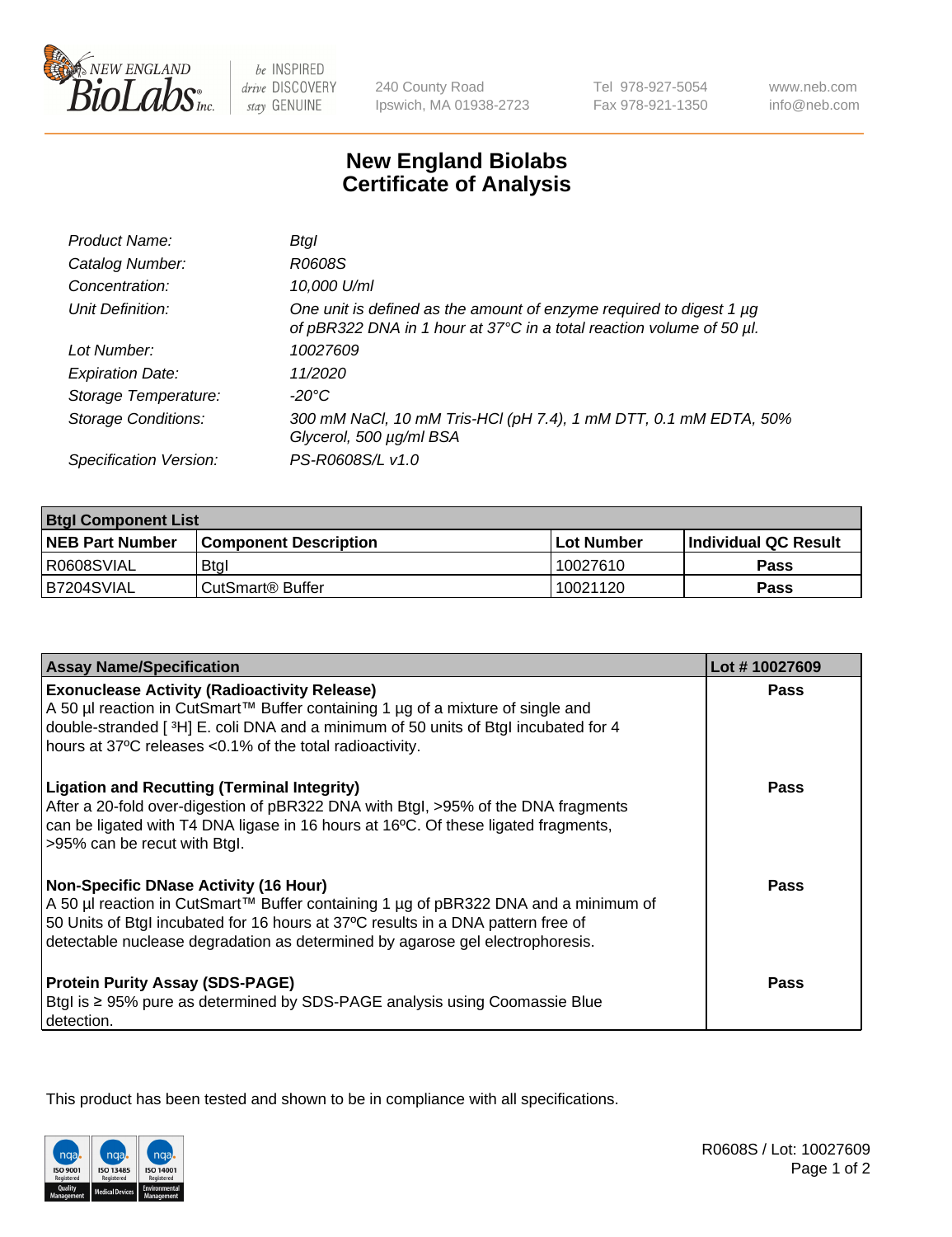# New England Biolabs Certificate of Analysis

| | |
|---|---|
| *Product Name:* | *BtgI* |
| *Catalog Number:* | *R0608S* |
| *Concentration:* | *10,000 U/ml* |
| *Unit Definition:* | *One unit is defined as the amount of enzyme required to digest 1 µg of pBR322 DNA in 1 hour at 37°C in a total reaction volume of 50 µl.* |
| *Lot Number:* | *10027609* |
| *Expiration Date:* | *11/2020* |
| *Storage Temperature:* | *-20°C* |
| *Storage Conditions:* | *300 mM NaCl, 10 mM Tris-HCl (pH 7.4), 1 mM DTT, 0.1 mM EDTA, 50% Glycerol, 500 µg/ml BSA* |
| *Specification Version:* | *PS-R0608S/L v1.0* |

| BtgI Component List | | | |
|---|---|---|---|
| **NEB Part Number** | **Component Description** | **Lot Number** | **Individual QC Result** |
| R0608SVIAL | BtgI | 10027610 | **Pass** |
| B7204SVIAL | CutSmart® Buffer | 10021120 | **Pass** |

| Assay Name/Specification | Lot # 10027609 |
|---|---|
| **Exonuclease Activity (Radioactivity Release)**<br>A 50 µl reaction in CutSmart™ Buffer containing 1 µg of a mixture of single and double-stranded [ $^3$H] E. coli DNA and a minimum of 50 units of BtgI incubated for 4 hours at 37ºC releases <0.1% of the total radioactivity. | **Pass** |
| **Ligation and Recutting (Terminal Integrity)**<br>After a 20-fold over-digestion of pBR322 DNA with BtgI, >95% of the DNA fragments can be ligated with T4 DNA ligase in 16 hours at 16ºC. Of these ligated fragments, >95% can be recut with BtgI. | **Pass** |
| **Non-Specific DNase Activity (16 Hour)**<br>A 50 µl reaction in CutSmart™ Buffer containing 1 µg of pBR322 DNA and a minimum of 50 Units of BtgI incubated for 16 hours at 37ºC results in a DNA pattern free of detectable nuclease degradation as determined by agarose gel electrophoresis. | **Pass** |
| **Protein Purity Assay (SDS-PAGE)**<br>BtgI is ≥ 95% pure as determined by SDS-PAGE analysis using Coomassie Blue detection. | **Pass** |

This product has been tested and shown to be in compliance with all specifications.

R0608S / Lot: 10027609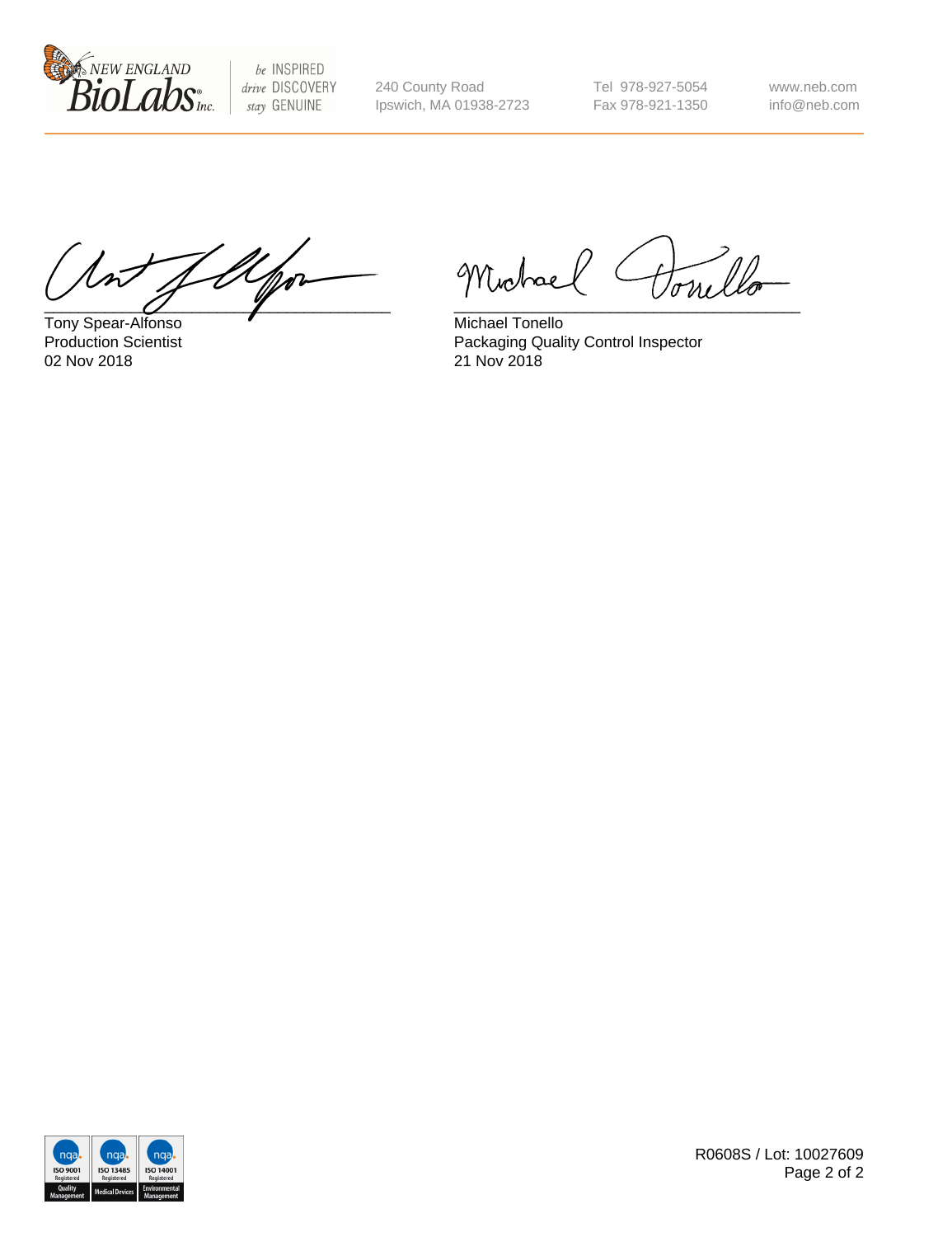Tony Spear-Alfonso
Production Scientist
02 Nov 2018

Michael Tonello
Packaging Quality Control Inspector
21 Nov 2018

R0608S / Lot: 10027609